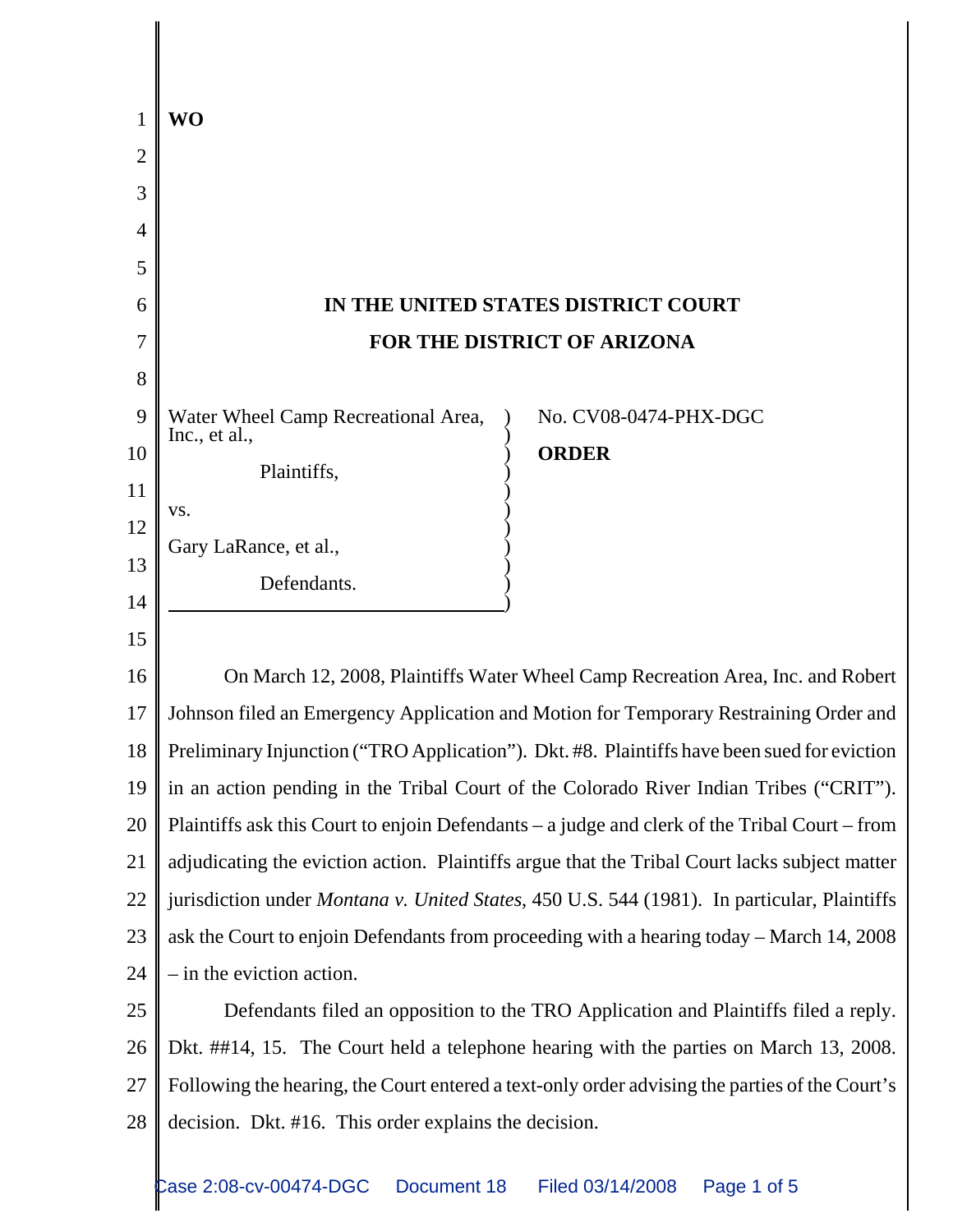**WO**

**IN THE UNITED STATES DISTRICT COURT**

**FOR THE DISTRICT OF ARIZONA**

| | |
|---|---|
| Water Wheel Camp Recreational Area, Inc., et al.,<br><br>Plaintiffs,<br><br>vs.<br><br>Gary LaRance, et al.,<br><br>Defendants. | No. CV08-0474-PHX-DGC<br><br>**ORDER** |

On March 12, 2008, Plaintiffs Water Wheel Camp Recreation Area, Inc. and Robert Johnson filed an Emergency Application and Motion for Temporary Restraining Order and Preliminary Injunction ("TRO Application"). Dkt. #8. Plaintiffs have been sued for eviction in an action pending in the Tribal Court of the Colorado River Indian Tribes ("CRIT"). Plaintiffs ask this Court to enjoin Defendants – a judge and clerk of the Tribal Court – from adjudicating the eviction action. Plaintiffs argue that the Tribal Court lacks subject matter jurisdiction under *Montana v. United States*, 450 U.S. 544 (1981). In particular, Plaintiffs ask the Court to enjoin Defendants from proceeding with a hearing today – March 14, 2008 – in the eviction action.

Defendants filed an opposition to the TRO Application and Plaintiffs filed a reply. Dkt. ##14, 15. The Court held a telephone hearing with the parties on March 13, 2008. Following the hearing, the Court entered a text-only order advising the parties of the Court's decision. Dkt. #16. This order explains the decision.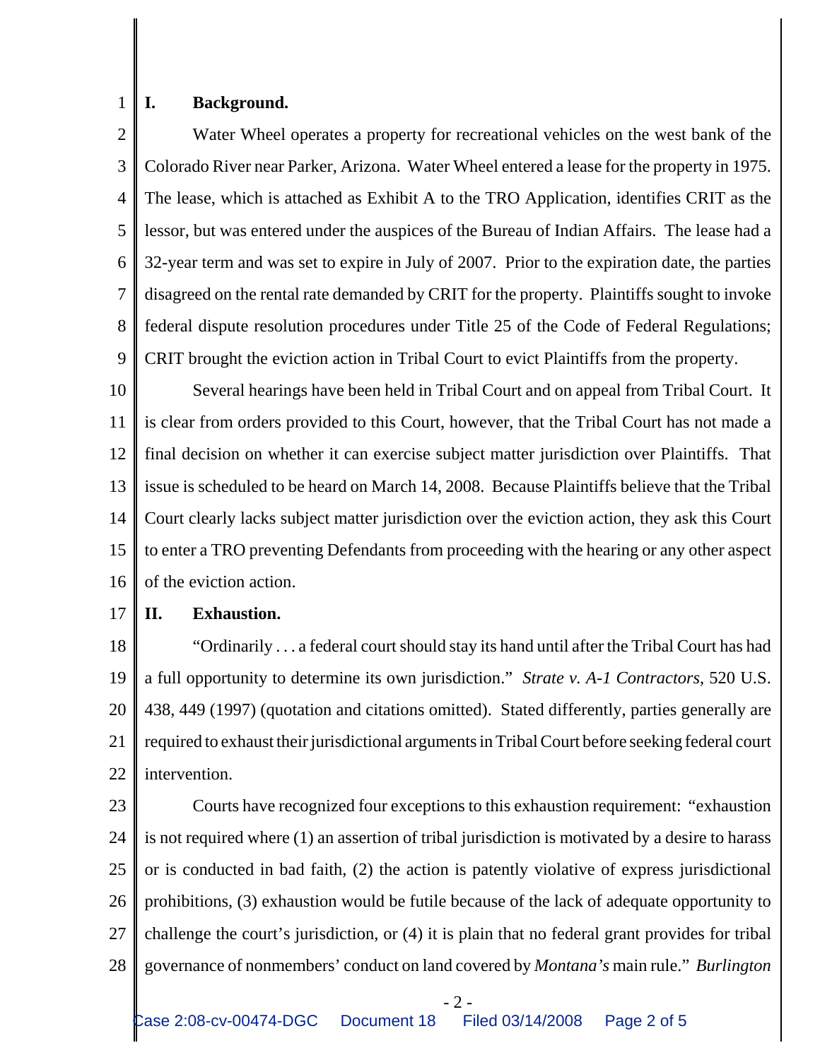## I. Background.

Water Wheel operates a property for recreational vehicles on the west bank of the Colorado River near Parker, Arizona. Water Wheel entered a lease for the property in 1975. The lease, which is attached as Exhibit A to the TRO Application, identifies CRIT as the lessor, but was entered under the auspices of the Bureau of Indian Affairs. The lease had a 32-year term and was set to expire in July of 2007. Prior to the expiration date, the parties disagreed on the rental rate demanded by CRIT for the property. Plaintiffs sought to invoke federal dispute resolution procedures under Title 25 of the Code of Federal Regulations; CRIT brought the eviction action in Tribal Court to evict Plaintiffs from the property.

Several hearings have been held in Tribal Court and on appeal from Tribal Court. It is clear from orders provided to this Court, however, that the Tribal Court has not made a final decision on whether it can exercise subject matter jurisdiction over Plaintiffs. That issue is scheduled to be heard on March 14, 2008. Because Plaintiffs believe that the Tribal Court clearly lacks subject matter jurisdiction over the eviction action, they ask this Court to enter a TRO preventing Defendants from proceeding with the hearing or any other aspect of the eviction action.

## II. Exhaustion.

"Ordinarily . . . a federal court should stay its hand until after the Tribal Court has had a full opportunity to determine its own jurisdiction." *Strate v. A-1 Contractors*, 520 U.S. 438, 449 (1997) (quotation and citations omitted). Stated differently, parties generally are required to exhaust their jurisdictional arguments in Tribal Court before seeking federal court intervention.

Courts have recognized four exceptions to this exhaustion requirement: "exhaustion is not required where (1) an assertion of tribal jurisdiction is motivated by a desire to harass or is conducted in bad faith, (2) the action is patently violative of express jurisdictional prohibitions, (3) exhaustion would be futile because of the lack of adequate opportunity to challenge the court's jurisdiction, or (4) it is plain that no federal grant provides for tribal governance of nonmembers' conduct on land covered by *Montana's* main rule." *Burlington*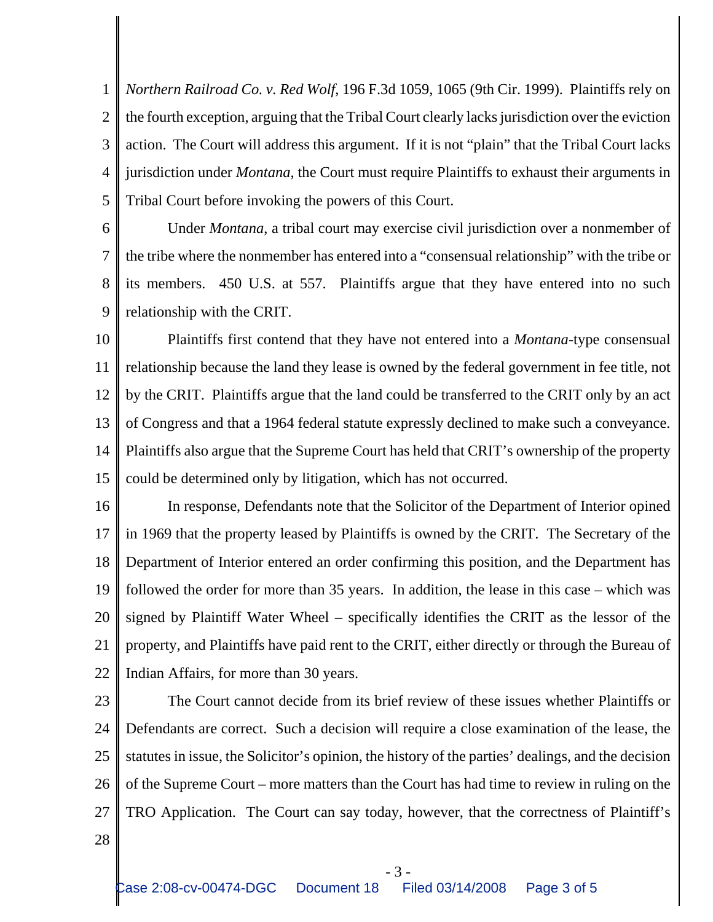*Northern Railroad Co. v. Red Wolf*, 196 F.3d 1059, 1065 (9th Cir. 1999). Plaintiffs rely on the fourth exception, arguing that the Tribal Court clearly lacks jurisdiction over the eviction action. The Court will address this argument. If it is not "plain" that the Tribal Court lacks jurisdiction under *Montana*, the Court must require Plaintiffs to exhaust their arguments in Tribal Court before invoking the powers of this Court.

Under *Montana*, a tribal court may exercise civil jurisdiction over a nonmember of the tribe where the nonmember has entered into a "consensual relationship" with the tribe or its members. 450 U.S. at 557. Plaintiffs argue that they have entered into no such relationship with the CRIT.

Plaintiffs first contend that they have not entered into a *Montana*-type consensual relationship because the land they lease is owned by the federal government in fee title, not by the CRIT. Plaintiffs argue that the land could be transferred to the CRIT only by an act of Congress and that a 1964 federal statute expressly declined to make such a conveyance. Plaintiffs also argue that the Supreme Court has held that CRIT's ownership of the property could be determined only by litigation, which has not occurred.

In response, Defendants note that the Solicitor of the Department of Interior opined in 1969 that the property leased by Plaintiffs is owned by the CRIT. The Secretary of the Department of Interior entered an order confirming this position, and the Department has followed the order for more than 35 years. In addition, the lease in this case – which was signed by Plaintiff Water Wheel – specifically identifies the CRIT as the lessor of the property, and Plaintiffs have paid rent to the CRIT, either directly or through the Bureau of Indian Affairs, for more than 30 years.

The Court cannot decide from its brief review of these issues whether Plaintiffs or Defendants are correct. Such a decision will require a close examination of the lease, the statutes in issue, the Solicitor's opinion, the history of the parties' dealings, and the decision of the Supreme Court – more matters than the Court has had time to review in ruling on the TRO Application. The Court can say today, however, that the correctness of Plaintiff's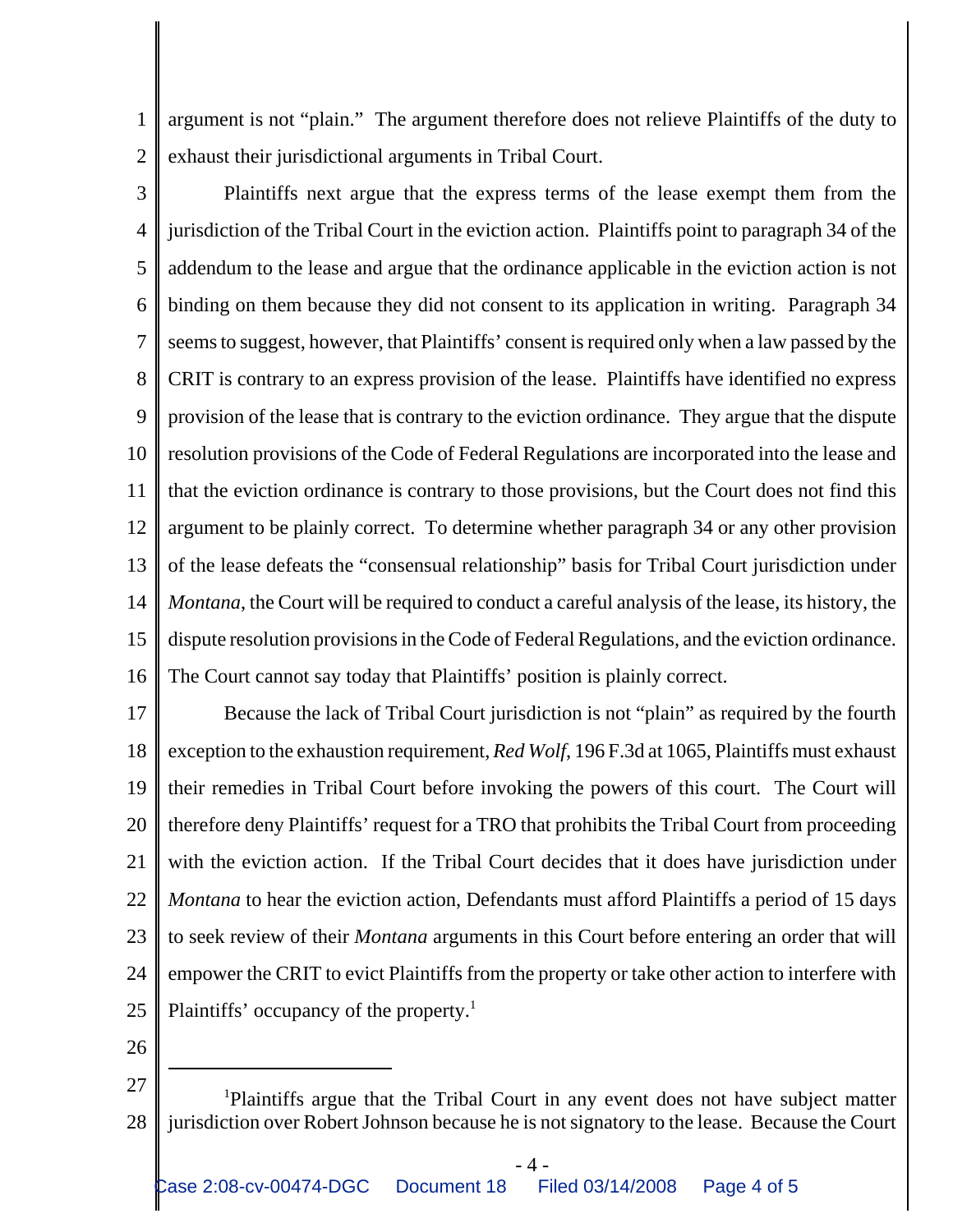argument is not "plain." The argument therefore does not relieve Plaintiffs of the duty to exhaust their jurisdictional arguments in Tribal Court.

Plaintiffs next argue that the express terms of the lease exempt them from the jurisdiction of the Tribal Court in the eviction action. Plaintiffs point to paragraph 34 of the addendum to the lease and argue that the ordinance applicable in the eviction action is not binding on them because they did not consent to its application in writing. Paragraph 34 seems to suggest, however, that Plaintiffs' consent is required only when a law passed by the CRIT is contrary to an express provision of the lease. Plaintiffs have identified no express provision of the lease that is contrary to the eviction ordinance. They argue that the dispute resolution provisions of the Code of Federal Regulations are incorporated into the lease and that the eviction ordinance is contrary to those provisions, but the Court does not find this argument to be plainly correct. To determine whether paragraph 34 or any other provision of the lease defeats the "consensual relationship" basis for Tribal Court jurisdiction under *Montana*, the Court will be required to conduct a careful analysis of the lease, its history, the dispute resolution provisions in the Code of Federal Regulations, and the eviction ordinance. The Court cannot say today that Plaintiffs' position is plainly correct.

Because the lack of Tribal Court jurisdiction is not "plain" as required by the fourth exception to the exhaustion requirement, *Red Wolf*, 196 F.3d at 1065, Plaintiffs must exhaust their remedies in Tribal Court before invoking the powers of this court. The Court will therefore deny Plaintiffs' request for a TRO that prohibits the Tribal Court from proceeding with the eviction action. If the Tribal Court decides that it does have jurisdiction under *Montana* to hear the eviction action, Defendants must afford Plaintiffs a period of 15 days to seek review of their *Montana* arguments in this Court before entering an order that will empower the CRIT to evict Plaintiffs from the property or take other action to interfere with Plaintiffs' occupancy of the property.[1]

---

[1]Plaintiffs argue that the Tribal Court in any event does not have subject matter jurisdiction over Robert Johnson because he is not signatory to the lease. Because the Court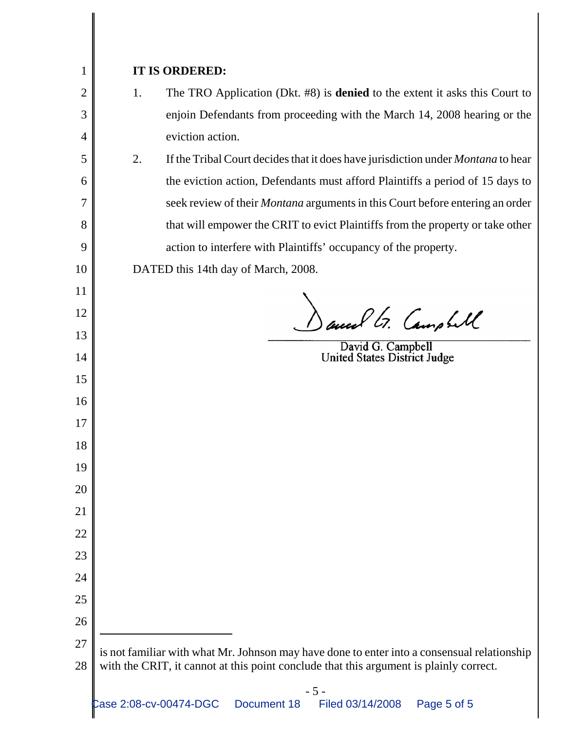**IT IS ORDERED:**

1. The TRO Application (Dkt. #8) is **denied** to the extent it asks this Court to enjoin Defendants from proceeding with the March 14, 2008 hearing or the eviction action.

2. If the Tribal Court decides that it does have jurisdiction under *Montana* to hear the eviction action, Defendants must afford Plaintiffs a period of 15 days to seek review of their *Montana* arguments in this Court before entering an order that will empower the CRIT to evict Plaintiffs from the property or take other action to interfere with Plaintiffs' occupancy of the property.

DATED this 14th day of March, 2008.

David G. Campbell
United States District Judge

---

is not familiar with what Mr. Johnson may have done to enter into a consensual relationship with the CRIT, it cannot at this point conclude that this argument is plainly correct.